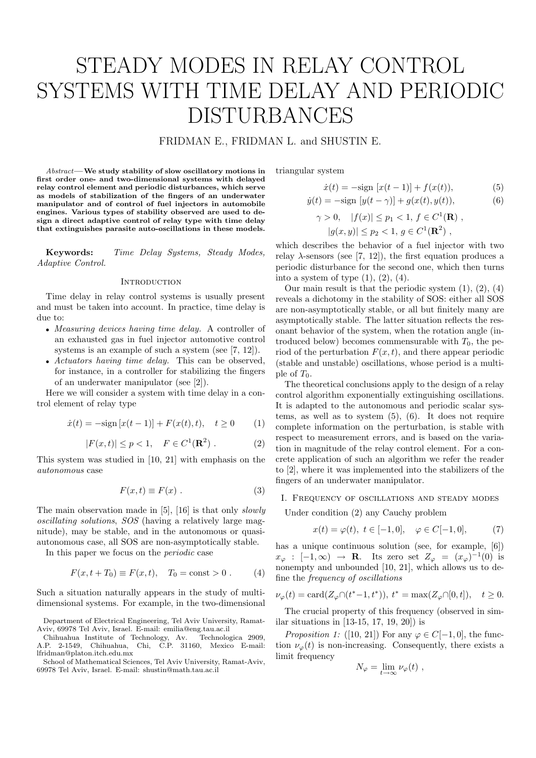# STEADY MODES IN RELAY CONTROL SYSTEMS WITH TIME DELAY AND PERIODIC DISTURBANCES

FRIDMAN E., FRIDMAN L. and SHUSTIN E.

*Abstract*—**We study stability of slow oscillatory motions in first order one- and two-dimensional systems with delayed relay control element and periodic disturbances, which serve as models of stabilization of the fingers of an underwater manipulator and of control of fuel injectors in automobile engines. Various types of stability observed are used to design a direct adaptive control of relay type with time delay that extinguishes parasite auto-oscillations in these models.**

**Keywords:** *Time Delay Systems, Steady Modes, Adaptive Control.*

## Introduction

Time delay in relay control systems is usually present and must be taken into account. In practice, time delay is due to:

- *Measuring devices having time delay.* A controller of an exhausted gas in fuel injector automotive control systems is an example of such a system (see [7, 12]).
- *Actuators having time delay.* This can be observed, for instance, in a controller for stabilizing the fingers of an underwater manipulator (see [2]).

Here we will consider a system with time delay in a control element of relay type

$$\dot{x}(t) = -\text{sign}\,[x(t-1)] + F(x(t), t), \quad t \geq 0 \tag{1}$$

$$|F(x,t)| \leq p < 1, \quad F \in C^1(\mathbf{R}^2)\ . \tag{2}$$

This system was studied in [10, 21] with emphasis on the *autonomous* case

$$F(x,t) \equiv F(x)\ . \tag{3}$$

The main observation made in [5], [16] is that only *slowly oscillating solutions*, *SOS* (having a relatively large magnitude), may be stable, and in the autonomous or quasi-autonomous case, all SOS are non-asymptotically stable.

In this paper we focus on the *periodic* case

$$F(x, t + T_0) \equiv F(x,t), \quad T_0 = \text{const} > 0\ . \tag{4}$$

Such a situation naturally appears in the study of multi-dimensional systems. For example, in the two-dimensional triangular system

$$\dot{x}(t) = -\text{sign}\,[x(t-1)] + f(x(t)), \tag{5}$$

$$\dot{y}(t) = -\text{sign}\,[y(t-\gamma)] + g(x(t), y(t)), \tag{6}$$

$$\gamma > 0, \quad |f(x)| \leq p_1 < 1,\ f \in C^1(\mathbf{R})\ ,$$

$$|g(x,y)| \leq p_2 < 1,\ g \in C^1(\mathbf{R}^2)\ ,$$

which describes the behavior of a fuel injector with two relay $\lambda$-sensors (see [7, 12]), the first equation produces a periodic disturbance for the second one, which then turns into a system of type (1), (2), (4).

Our main result is that the periodic system (1), (2), (4) reveals a dichotomy in the stability of SOS: either all SOS are non-asymptotically stable, or all but finitely many are asymptotically stable. The latter situation reflects the resonant behavior of the system, when the rotation angle (introduced below) becomes commensurable with $T_0$, the period of the perturbation $F(x,t)$, and there appear periodic (stable and unstable) oscillations, whose period is a multiple of $T_0$.

The theoretical conclusions apply to the design of a relay control algorithm exponentially extinguishing oscillations. It is adapted to the autonomous and periodic scalar systems, as well as to system (5), (6). It does not require complete information on the perturbation, is stable with respect to measurement errors, and is based on the variation in magnitude of the relay control element. For a concrete application of such an algorithm we refer the reader to [2], where it was implemented into the stabilizers of the fingers of an underwater manipulator.

## I. Frequency of oscillations and steady modes

Under condition (2) any Cauchy problem

$$x(t) = \varphi(t),\ t \in [-1, 0], \quad \varphi \in C[-1, 0], \tag{7}$$

has a unique continuous solution (see, for example, [6]) $x_\varphi : [-1, \infty) \to \mathbf{R}$. Its zero set $Z_\varphi = (x_\varphi)^{-1}(0)$ is nonempty and unbounded [10, 21], which allows us to define the *frequency of oscillations*

$$\nu_\varphi(t) = \text{card}(Z_\varphi \cap (t^* - 1, t^*)),\ t^* = \max(Z_\varphi \cap [0, t]), \quad t \geq 0.$$

The crucial property of this frequency (observed in similar situations in [13-15, 17, 19, 20]) is

*Proposition 1:* ([10, 21]) For any $\varphi \in C[-1, 0]$, the function $\nu_\varphi(t)$ is non-increasing. Consequently, there exists a limit frequency

$$N_\varphi = \lim_{t \to \infty} \nu_\varphi(t)\ ,$$

Department of Electrical Engineering, Tel Aviv University, Ramat-Aviv, 69978 Tel Aviv, Israel. E-mail: emilia@eng.tau.ac.il

Chihuahua Institute of Technology, Av. Technologica 2909, A.P. 2-1549, Chihuahua, Chi, C.P. 31160, Mexico E-mail: lfridman@platon.itch.edu.mx

School of Mathematical Sciences, Tel Aviv University, Ramat-Aviv, 69978 Tel Aviv, Israel. E-mail: shustin@math.tau.ac.il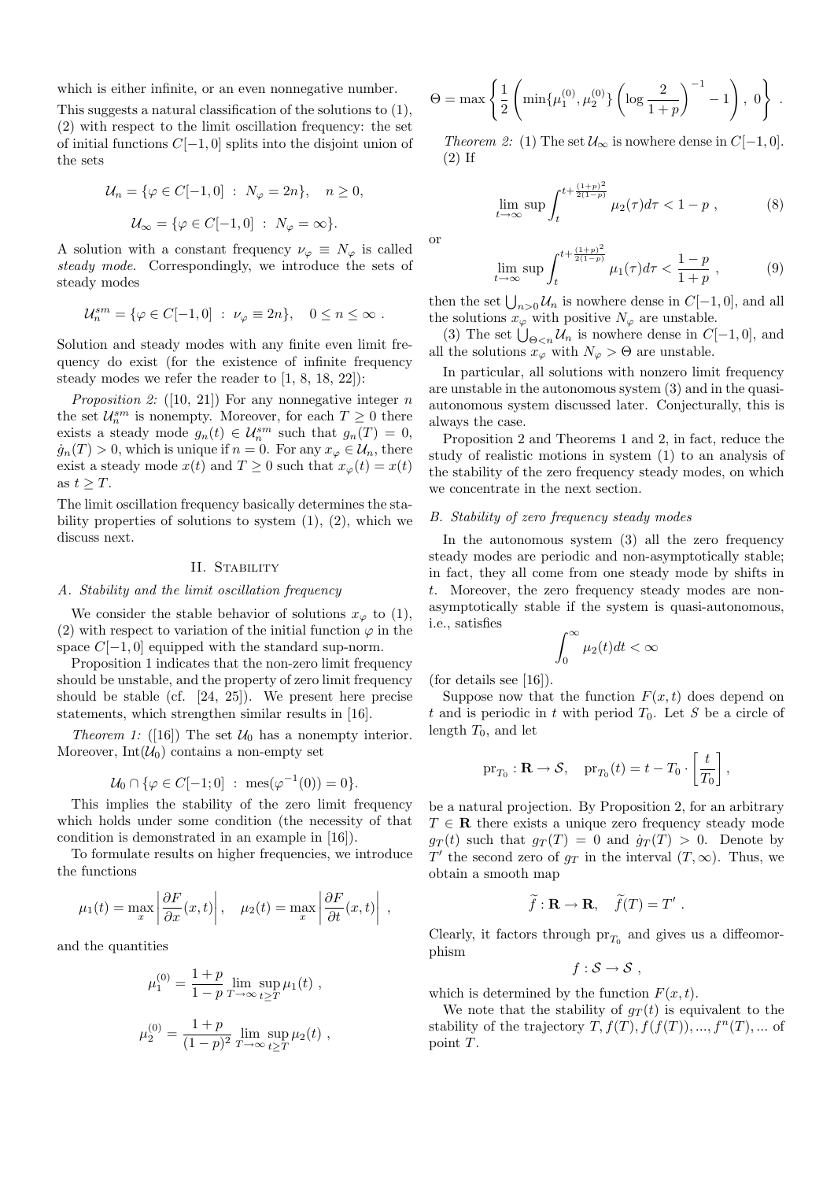which is either infinite, or an even nonnegative number.

This suggests a natural classification of the solutions to (1), (2) with respect to the limit oscillation frequency: the set of initial functions $C[-1,0]$ splits into the disjoint union of the sets

$$\mathcal{U}_n = \{\varphi \in C[-1,0] \ : \ N_\varphi = 2n\}, \quad n \geq 0,$$

$$\mathcal{U}_\infty = \{\varphi \in C[-1,0] \ : \ N_\varphi = \infty\}.$$

A solution with a constant frequency $\nu_\varphi \equiv N_\varphi$ is called *steady mode*. Correspondingly, we introduce the sets of steady modes

$$\mathcal{U}_n^{sm} = \{\varphi \in C[-1,0] \ : \ \nu_\varphi \equiv 2n\}, \quad 0 \leq n \leq \infty \ .$$

Solution and steady modes with any finite even limit frequency do exist (for the existence of infinite frequency steady modes we refer the reader to [1, 8, 18, 22]):

*Proposition 2:* ([10, 21]) For any nonnegative integer $n$ the set $\mathcal{U}_n^{sm}$ is nonempty. Moreover, for each $T \geq 0$ there exists a steady mode $g_n(t) \in \mathcal{U}_n^{sm}$ such that $g_n(T) = 0$, $\dot{g}_n(T) > 0$, which is unique if $n = 0$. For any $x_\varphi \in \mathcal{U}_n$, there exist a steady mode $x(t)$ and $T \geq 0$ such that $x_\varphi(t) = x(t)$ as $t \geq T$.

The limit oscillation frequency basically determines the stability properties of solutions to system (1), (2), which we discuss next.

## II. Stability

### A. Stability and the limit oscillation frequency

We consider the stable behavior of solutions $x_\varphi$ to (1), (2) with respect to variation of the initial function $\varphi$ in the space $C[-1,0]$ equipped with the standard sup-norm.

Proposition 1 indicates that the non-zero limit frequency should be unstable, and the property of zero limit frequency should be stable (cf. [24, 25]). We present here precise statements, which strengthen similar results in [16].

*Theorem 1:* ([16]) The set $\mathcal{U}_0$ has a nonempty interior. Moreover, $\mathrm{Int}(\mathcal{U}_0)$ contains a non-empty set

$$\mathcal{U}_0 \cap \{\varphi \in C[-1;0] \ : \ \mathrm{mes}(\varphi^{-1}(0)) = 0\}.$$

This implies the stability of the zero limit frequency which holds under some condition (the necessity of that condition is demonstrated in an example in [16]).

To formulate results on higher frequencies, we introduce the functions

$$\mu_1(t) = \max_x \left| \frac{\partial F}{\partial x}(x,t) \right|, \quad \mu_2(t) = \max_x \left| \frac{\partial F}{\partial t}(x,t) \right| \ ,$$

and the quantities

$$\mu_1^{(0)} = \frac{1+p}{1-p} \lim_{T\to\infty} \sup_{t\geq T} \mu_1(t) \ ,$$

$$\mu_2^{(0)} = \frac{1+p}{(1-p)^2} \lim_{T\to\infty} \sup_{t\geq T} \mu_2(t) \ ,$$

$$\Theta = \max\left\{ \frac{1}{2}\left( \min\{\mu_1^{(0)}, \mu_2^{(0)}\} \left( \log\frac{2}{1+p} \right)^{-1} - 1 \right), \ 0 \right\} \ .$$

*Theorem 2:* (1) The set $\mathcal{U}_\infty$ is nowhere dense in $C[-1,0]$.
(2) If

$$\lim_{t\to\infty} \sup \int_t^{t+\frac{(1+p)^2}{2(1-p)}} \mu_2(\tau)d\tau < 1-p \ , \tag{8}$$

or

$$\lim_{t\to\infty} \sup \int_t^{t+\frac{(1+p)^2}{2(1-p)}} \mu_1(\tau)d\tau < \frac{1-p}{1+p} \ , \tag{9}$$

then the set $\bigcup_{n>0} \mathcal{U}_n$ is nowhere dense in $C[-1,0]$, and all the solutions $x_\varphi$ with positive $N_\varphi$ are unstable.

(3) The set $\bigcup_{\Theta<n} \mathcal{U}_n$ is nowhere dense in $C[-1,0]$, and all the solutions $x_\varphi$ with $N_\varphi > \Theta$ are unstable.

In particular, all solutions with nonzero limit frequency are unstable in the autonomous system (3) and in the quasi-autonomous system discussed later. Conjecturally, this is always the case.

Proposition 2 and Theorems 1 and 2, in fact, reduce the study of realistic motions in system (1) to an analysis of the stability of the zero frequency steady modes, on which we concentrate in the next section.

### B. Stability of zero frequency steady modes

In the autonomous system (3) all the zero frequency steady modes are periodic and non-asymptotically stable; in fact, they all come from one steady mode by shifts in $t$. Moreover, the zero frequency steady modes are non-asymptotically stable if the system is quasi-autonomous, i.e., satisfies

$$\int_0^\infty \mu_2(t)dt < \infty$$

(for details see [16]).

Suppose now that the function $F(x,t)$ does depend on $t$ and is periodic in $t$ with period $T_0$. Let $S$ be a circle of length $T_0$, and let

$$\mathrm{pr}_{T_0} : \mathbf{R} \to \mathcal{S}, \quad \mathrm{pr}_{T_0}(t) = t - T_0 \cdot \left[ \frac{t}{T_0} \right],$$

be a natural projection. By Proposition 2, for an arbitrary $T \in \mathbf{R}$ there exists a unique zero frequency steady mode $g_T(t)$ such that $g_T(T) = 0$ and $\dot{g}_T(T) > 0$. Denote by $T'$ the second zero of $g_T$ in the interval $(T, \infty)$. Thus, we obtain a smooth map

$$\widetilde{f} : \mathbf{R} \to \mathbf{R}, \quad \widetilde{f}(T) = T' \ .$$

Clearly, it factors through $\mathrm{pr}_{T_0}$ and gives us a diffeomorphism

$$f : \mathcal{S} \to \mathcal{S} \ ,$$

which is determined by the function $F(x,t)$.

We note that the stability of $g_T(t)$ is equivalent to the stability of the trajectory $T, f(T), f(f(T)), ..., f^n(T), ...$ of point $T$.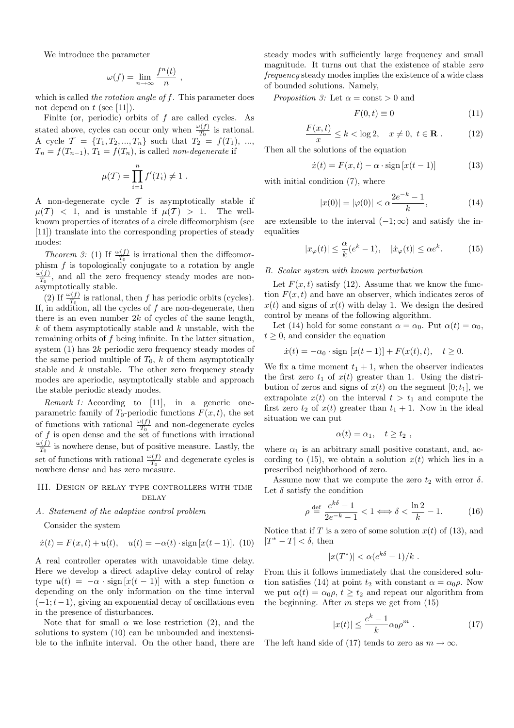We introduce the parameter

$$\omega(f) = \lim_{n\to\infty} \frac{f^n(t)}{n} \ ,$$

which is called *the rotation angle of* $f$. This parameter does not depend on $t$ (see [11]).

Finite (or, periodic) orbits of $f$ are called cycles. As stated above, cycles can occur only when $\frac{\omega(f)}{T_0}$ is rational. A cycle $\mathcal{T} = \{T_1, T_2, ..., T_n\}$ such that $T_2 = f(T_1)$, ..., $T_n = f(T_{n-1})$, $T_1 = f(T_n)$, is called *non-degenerate* if

$$\mu(\mathcal{T}) = \prod_{i=1}^{n} f'(T_i) \neq 1 \ .$$

A non-degenerate cycle $\mathcal{T}$ is asymptotically stable if $\mu(\mathcal{T}) < 1$, and is unstable if $\mu(\mathcal{T}) > 1$. The well-known properties of iterates of a circle diffeomorphism (see [11]) translate into the corresponding properties of steady modes:

*Theorem 3:* (1) If $\frac{\omega(f)}{T_0}$ is irrational then the diffeomorphism $f$ is topologically conjugate to a rotation by angle $\frac{\omega(f)}{T_0}$, and all the zero frequency steady modes are non-asymptotically stable.

(2) If $\frac{\omega(f)}{T_0}$ is rational, then $f$ has periodic orbits (cycles). If, in addition, all the cycles of $f$ are non-degenerate, then there is an even number $2k$ of cycles of the same length, $k$ of them asymptotically stable and $k$ unstable, with the remaining orbits of $f$ being infinite. In the latter situation, system (1) has $2k$ periodic zero frequency steady modes of the same period multiple of $T_0$, $k$ of them asymptotically stable and $k$ unstable. The other zero frequency steady modes are aperiodic, asymptotically stable and approach the stable periodic steady modes.

*Remark 1:* According to [11], in a generic one-parametric family of $T_0$-periodic functions $F(x,t)$, the set of functions with rational $\frac{\omega(f)}{T_0}$ and non-degenerate cycles of $f$ is open dense and the set of functions with irrational $\frac{\omega(f)}{T_0}$ is nowhere dense, but of positive measure. Lastly, the set of functions with rational $\frac{\omega(f)}{T_0}$ and degenerate cycles is nowhere dense and has zero measure.

## III. Design of relay type controllers with time delay

### A. Statement of the adaptive control problem

Consider the system

$$\dot{x}(t) = F(x,t) + u(t), \quad u(t) = -\alpha(t)\cdot \mathrm{sign}\,[x(t-1)]. \quad (10)$$

A real controller operates with unavoidable time delay. Here we develop a direct adaptive delay control of relay type $u(t) = -\alpha \cdot \mathrm{sign}\,[x(t-1)]$ with a step function $\alpha$ depending on the only information on the time interval $(-1; t-1)$, giving an exponential decay of oscillations even in the presence of disturbances.

Note that for small $\alpha$ we lose restriction (2), and the solutions to system (10) can be unbounded and inextensible to the infinite interval. On the other hand, there are steady modes with sufficiently large frequency and small magnitude. It turns out that the existence of stable *zero frequency* steady modes implies the existence of a wide class of bounded solutions. Namely,

*Proposition 3:* Let $\alpha = \mathrm{const} > 0$ and

$$F(0,t) \equiv 0 \quad (11)$$

$$\frac{F(x,t)}{x} \le k < \log 2, \quad x \neq 0, \ t \in \mathbf{R} \ . \quad (12)$$

Then all the solutions of the equation

$$\dot{x}(t) = F(x,t) - \alpha \cdot \mathrm{sign}\,[x(t-1)] \quad (13)$$

with initial condition (7), where

$$|x(0)| = |\varphi(0)| < \alpha \frac{2e^{-k}-1}{k}, \quad (14)$$

are extensible to the interval $(-1;\infty)$ and satisfy the inequalities

$$|x_\varphi(t)| \le \frac{\alpha}{k}(e^k - 1), \quad |\dot{x}_\varphi(t)| \le \alpha e^k. \quad (15)$$

### B. Scalar system with known perturbation

Let $F(x,t)$ satisfy (12). Assume that we know the function $F(x,t)$ and have an observer, which indicates zeros of $x(t)$ and signs of $x(t)$ with delay 1. We design the desired control by means of the following algorithm.

Let (14) hold for some constant $\alpha = \alpha_0$. Put $\alpha(t) = \alpha_0$, $t \ge 0$, and consider the equation

$$\dot{x}(t) = -\alpha_0 \cdot \mathrm{sign}\,[x(t-1)] + F(x(t),t), \quad t \ge 0.$$

We fix a time moment $t_1 + 1$, when the observer indicates the first zero $t_1$ of $x(t)$ greater than 1. Using the distribution of zeros and signs of $x(t)$ on the segment $[0; t_1]$, we extrapolate $x(t)$ on the interval $t > t_1$ and compute the first zero $t_2$ of $x(t)$ greater than $t_1 + 1$. Now in the ideal situation we can put

$$\alpha(t) = \alpha_1, \quad t \ge t_2 \ ,$$

where $\alpha_1$ is an arbitrary small positive constant, and, according to (15), we obtain a solution $x(t)$ which lies in a prescribed neighborhood of zero.

Assume now that we compute the zero $t_2$ with error $\delta$. Let $\delta$ satisfy the condition

$$\rho \stackrel{\mathrm{def}}{=} \frac{e^{k\delta}-1}{2e^{-k}-1} < 1 \Longleftrightarrow \delta < \frac{\ln 2}{k} - 1. \quad (16)$$

Notice that if $T$ is a zero of some solution $x(t)$ of (13), and $|T^* - T| < \delta$, then

$$|x(T^*)| < \alpha(e^{k\delta} - 1)/k \ .$$

From this it follows immediately that the considered solution satisfies (14) at point $t_2$ with constant $\alpha = \alpha_0\rho$. Now we put $\alpha(t) = \alpha_0\rho$, $t \ge t_2$ and repeat our algorithm from the beginning. After $m$ steps we get from (15)

$$|x(t)| \le \frac{e^k - 1}{k}\alpha_0\rho^m \ . \quad (17)$$

The left hand side of (17) tends to zero as $m \to \infty$.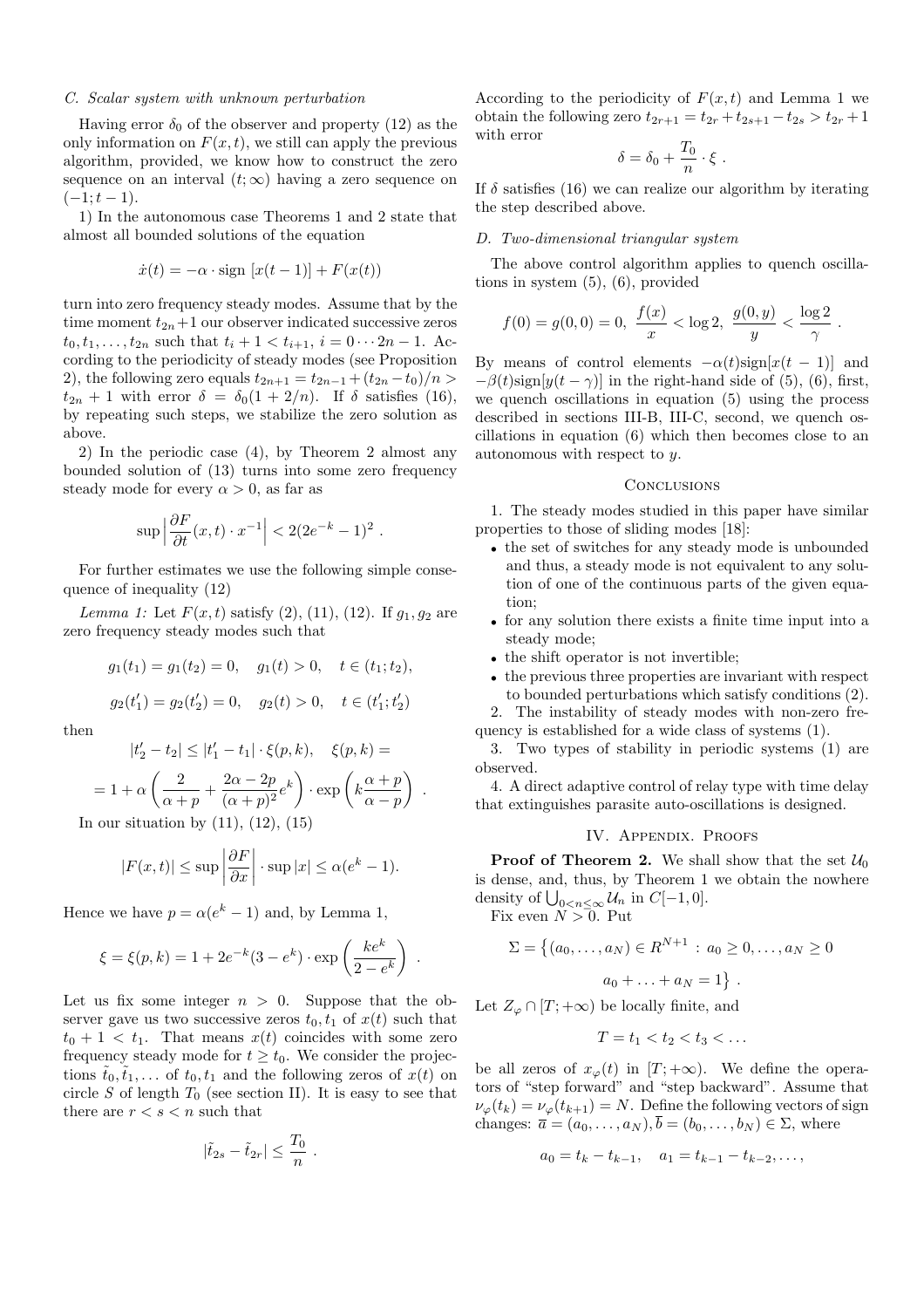### C. Scalar system with unknown perturbation

Having error $\delta_0$ of the observer and property (12) as the only information on $F(x,t)$, we still can apply the previous algorithm, provided, we know how to construct the zero sequence on an interval $(t;\infty)$ having a zero sequence on $(-1;t-1)$.

1) In the autonomous case Theorems 1 and 2 state that almost all bounded solutions of the equation

$$\dot{x}(t) = -\alpha \cdot \text{sign}\,[x(t-1)] + F(x(t))$$

turn into zero frequency steady modes. Assume that by the time moment $t_{2n}+1$ our observer indicated successive zeros $t_0, t_1, \ldots, t_{2n}$ such that $t_i + 1 < t_{i+1}$, $i = 0 \cdots 2n-1$. According to the periodicity of steady modes (see Proposition 2), the following zero equals $t_{2n+1} = t_{2n-1} + (t_{2n} - t_0)/n > t_{2n} + 1$ with error $\delta = \delta_0(1 + 2/n)$. If $\delta$ satisfies (16), by repeating such steps, we stabilize the zero solution as above.

2) In the periodic case (4), by Theorem 2 almost any bounded solution of (13) turns into some zero frequency steady mode for every $\alpha > 0$, as far as

$$\sup \left| \frac{\partial F}{\partial t}(x,t) \cdot x^{-1} \right| < 2(2e^{-k} - 1)^2 \; .$$

For further estimates we use the following simple consequence of inequality (12)

*Lemma 1:* Let $F(x,t)$ satisfy (2), (11), (12). If $g_1, g_2$ are zero frequency steady modes such that

$$g_1(t_1) = g_1(t_2) = 0, \quad g_1(t) > 0, \quad t \in (t_1; t_2),$$

$$g_2(t'_1) = g_2(t'_2) = 0, \quad g_2(t) > 0, \quad t \in (t'_1; t'_2)$$

then

$$|t'_2 - t_2| \leq |t'_1 - t_1| \cdot \xi(p,k), \quad \xi(p,k) =$$

$$= 1 + \alpha \left( \frac{2}{\alpha + p} + \frac{2\alpha - 2p}{(\alpha + p)^2} e^k \right) \cdot \exp\left( k \frac{\alpha + p}{\alpha - p} \right) \; .$$

In our situation by (11), (12), (15)

$$|F(x,t)| \leq \sup \left| \frac{\partial F}{\partial x} \right| \cdot \sup |x| \leq \alpha(e^k - 1).$$

Hence we have $p = \alpha(e^k - 1)$ and, by Lemma 1,

$$\xi = \xi(p,k) = 1 + 2e^{-k}(3 - e^k) \cdot \exp\left( \frac{ke^k}{2 - e^k} \right) \; .$$

Let us fix some integer $n > 0$. Suppose that the observer gave us two successive zeros $t_0, t_1$ of $x(t)$ such that $t_0 + 1 < t_1$. That means $x(t)$ coincides with some zero frequency steady mode for $t \geq t_0$. We consider the projections $\tilde{t}_0, \tilde{t}_1, \ldots$ of $t_0, t_1$ and the following zeros of $x(t)$ on circle $S$ of length $T_0$ (see section II). It is easy to see that there are $r < s < n$ such that

$$|\tilde{t}_{2s} - \tilde{t}_{2r}| \leq \frac{T_0}{n} \; .$$

According to the periodicity of $F(x,t)$ and Lemma 1 we obtain the following zero $t_{2r+1} = t_{2r} + t_{2s+1} - t_{2s} > t_{2r} + 1$ with error

$$\delta = \delta_0 + \frac{T_0}{n} \cdot \xi \; .$$

If $\delta$ satisfies (16) we can realize our algorithm by iterating the step described above.

### D. Two-dimensional triangular system

The above control algorithm applies to quench oscillations in system (5), (6), provided

$$f(0) = g(0,0) = 0, \; \frac{f(x)}{x} < \log 2, \; \frac{g(0,y)}{y} < \frac{\log 2}{\gamma} \; .$$

By means of control elements $-\alpha(t)\text{sign}[x(t-1)]$ and $-\beta(t)\text{sign}[y(t-\gamma)]$ in the right-hand side of (5), (6), first, we quench oscillations in equation (5) using the process described in sections III-B, III-C, second, we quench oscillations in equation (6) which then becomes close to an autonomous with respect to $y$.

## Conclusions

1. The steady modes studied in this paper have similar properties to those of sliding modes [18]:
   - the set of switches for any steady mode is unbounded and thus, a steady mode is not equivalent to any solution of one of the continuous parts of the given equation;
   - for any solution there exists a finite time input into a steady mode;
   - the shift operator is not invertible;
   - the previous three properties are invariant with respect to bounded perturbations which satisfy conditions (2).
2. The instability of steady modes with non-zero frequency is established for a wide class of systems (1).
3. Two types of stability in periodic systems (1) are observed.
4. A direct adaptive control of relay type with time delay that extinguishes parasite auto-oscillations is designed.

## IV. Appendix. Proofs

**Proof of Theorem 2.** We shall show that the set $\mathcal{U}_0$ is dense, and, thus, by Theorem 1 we obtain the nowhere density of $\bigcup_{0<n\leq\infty} \mathcal{U}_n$ in $C[-1,0]$.

Fix even $N > 0$. Put

$$\Sigma = \big\{ (a_0, \ldots, a_N) \in R^{N+1} \, : \, a_0 \geq 0, \ldots, a_N \geq 0$$

$$a_0 + \ldots + a_N = 1 \big\} \; .$$

Let $Z_\varphi \cap [T; +\infty)$ be locally finite, and

$$T = t_1 < t_2 < t_3 < \ldots$$

be all zeros of $x_\varphi(t)$ in $[T; +\infty)$. We define the operators of "step forward" and "step backward". Assume that $\nu_\varphi(t_k) = \nu_\varphi(t_{k+1}) = N$. Define the following vectors of sign changes: $\overline{a} = (a_0, \ldots, a_N), \overline{b} = (b_0, \ldots, b_N) \in \Sigma$, where

$$a_0 = t_k - t_{k-1}, \quad a_1 = t_{k-1} - t_{k-2}, \ldots,$$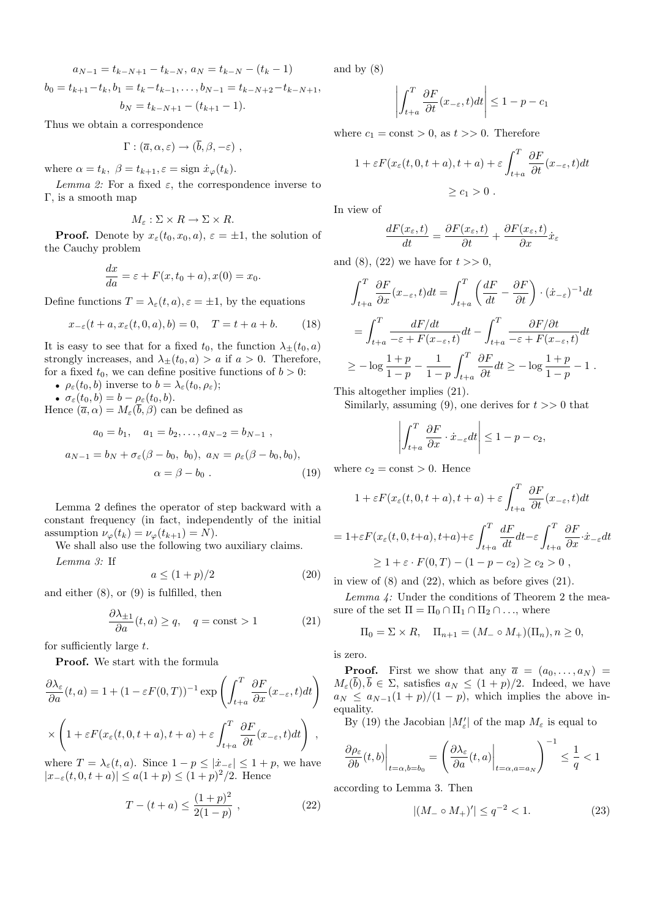$$a_{N-1} = t_{k-N+1} - t_{k-N},\, a_N = t_{k-N} - (t_k - 1)$$

$$b_0 = t_{k+1} - t_k, b_1 = t_k - t_{k-1}, \ldots, b_{N-1} = t_{k-N+2} - t_{k-N+1},$$

$$b_N = t_{k-N+1} - (t_{k+1} - 1).$$

Thus we obtain a correspondence

$$\Gamma : (\overline{a}, \alpha, \varepsilon) \to (\overline{b}, \beta, -\varepsilon) \ ,$$

where $\alpha = t_k$, $\beta = t_{k+1}, \varepsilon = \text{sign } \dot{x}_\varphi(t_k)$.

*Lemma 2:* For a fixed $\varepsilon$, the correspondence inverse to $\Gamma$, is a smooth map

$$M_\varepsilon : \Sigma \times R \to \Sigma \times R.$$

**Proof.** Denote by $x_\varepsilon(t_0, x_0, a)$, $\varepsilon = \pm 1$, the solution of the Cauchy problem

$$\frac{dx}{da} = \varepsilon + F(x, t_0 + a), x(0) = x_0.$$

Define functions $T = \lambda_\varepsilon(t, a), \varepsilon = \pm 1$, by the equations

$$x_{-\varepsilon}(t + a, x_\varepsilon(t, 0, a), b) = 0, \quad T = t + a + b. \tag{18}$$

It is easy to see that for a fixed $t_0$, the function $\lambda_\pm(t_0, a)$ strongly increases, and $\lambda_\pm(t_0, a) > a$ if $a > 0$. Therefore, for a fixed $t_0$, we can define positive functions of $b > 0$:

- $\rho_\varepsilon(t_0, b)$ inverse to $b = \lambda_\varepsilon(t_0, \rho_\varepsilon)$;
- $\sigma_\varepsilon(t_0, b) = b - \rho_\varepsilon(t_0, b)$.

Hence $(\overline{a}, \alpha) = M_\varepsilon(\overline{b}, \beta)$ can be defined as

$$a_0 = b_1, \quad a_1 = b_2, \ldots, a_{N-2} = b_{N-1} \ ,$$

$$a_{N-1} = b_N + \sigma_\varepsilon(\beta - b_0,\ b_0),\ a_N = \rho_\varepsilon(\beta - b_0, b_0),$$

$$\alpha = \beta - b_0 \ . \tag{19}$$

Lemma 2 defines the operator of step backward with a constant frequency (in fact, independently of the initial assumption $\nu_\varphi(t_k) = \nu_\varphi(t_{k+1}) = N$).

We shall also use the following two auxiliary claims.

*Lemma 3:* If

$$a \leq (1 + p)/2 \tag{20}$$

and either (8), or (9) is fulfilled, then

$$\frac{\partial \lambda_{\pm 1}}{\partial a}(t, a) \geq q, \quad q = \text{const} > 1 \tag{21}$$

for sufficiently large $t$.

**Proof.** We start with the formula

$$\frac{\partial \lambda_\varepsilon}{\partial a}(t, a) = 1 + (1 - \varepsilon F(0, T))^{-1} \exp\left( \int_{t+a}^{T} \frac{\partial F}{\partial x}(x_{-\varepsilon}, t) dt \right)$$

$$\times \left( 1 + \varepsilon F(x_\varepsilon(t, 0, t + a), t + a) + \varepsilon \int_{t+a}^{T} \frac{\partial F}{\partial t}(x_{-\varepsilon}, t) dt \right) \ ,$$

where $T = \lambda_\varepsilon(t, a)$. Since $1 - p \leq |\dot{x}_{-\varepsilon}| \leq 1 + p$, we have $|x_{-\varepsilon}(t, 0, t + a)| \leq a(1 + p) \leq (1 + p)^2/2$. Hence

$$T - (t + a) \leq \frac{(1 + p)^2}{2(1 - p)} \ , \tag{22}$$

and by (8)

$$\left| \int_{t+a}^{T} \frac{\partial F}{\partial t}(x_{-\varepsilon}, t) dt \right| \leq 1 - p - c_1$$

where $c_1 = \text{const} > 0$, as $t >> 0$. Therefore

$$1 + \varepsilon F(x_\varepsilon(t, 0, t + a), t + a) + \varepsilon \int_{t+a}^{T} \frac{\partial F}{\partial t}(x_{-\varepsilon}, t) dt$$

$$\geq c_1 > 0 \ .$$

In view of

$$\frac{dF(x_\varepsilon, t)}{dt} = \frac{\partial F(x_\varepsilon, t)}{\partial t} + \frac{\partial F(x_\varepsilon, t)}{\partial x} \dot{x}_\varepsilon$$

and (8), (22) we have for $t >> 0$,

$$\int_{t+a}^{T} \frac{\partial F}{\partial x}(x_{-\varepsilon}, t) dt = \int_{t+a}^{T} \left( \frac{dF}{dt} - \frac{\partial F}{\partial t} \right) \cdot (\dot{x}_{-\varepsilon})^{-1} dt$$

$$= \int_{t+a}^{T} \frac{dF/dt}{-\varepsilon + F(x_{-\varepsilon}, t)} dt - \int_{t+a}^{T} \frac{\partial F/\partial t}{-\varepsilon + F(x_{-\varepsilon}, t)} dt$$

$$\geq -\log \frac{1 + p}{1 - p} - \frac{1}{1 - p} \int_{t+a}^{T} \frac{\partial F}{\partial t} dt \geq -\log \frac{1 + p}{1 - p} - 1 \ .$$

This altogether implies (21).

Similarly, assuming (9), one derives for $t >> 0$ that

$$\left| \int_{t+a}^{T} \frac{\partial F}{\partial x} \cdot \dot{x}_{-\varepsilon} dt \right| \leq 1 - p - c_2,$$

where $c_2 = \text{const} > 0$. Hence

$$1 + \varepsilon F(x_\varepsilon(t, 0, t + a), t + a) + \varepsilon \int_{t+a}^{T} \frac{\partial F}{\partial t}(x_{-\varepsilon}, t) dt$$

$$= 1 + \varepsilon F(x_\varepsilon(t, 0, t+a), t+a) + \varepsilon \int_{t+a}^{T} \frac{dF}{dt} dt - \varepsilon \int_{t+a}^{T} \frac{\partial F}{\partial x} \cdot \dot{x}_{-\varepsilon} dt$$

$$\geq 1 + \varepsilon \cdot F(0, T) - (1 - p - c_2) \geq c_2 > 0 \ ,$$

in view of (8) and (22), which as before gives (21).

*Lemma 4:* Under the conditions of Theorem 2 the measure of the set $\Pi = \Pi_0 \cap \Pi_1 \cap \Pi_2 \cap \ldots$, where

$$\Pi_0 = \Sigma \times R, \quad \Pi_{n+1} = (M_- \circ M_+)(\Pi_n), n \geq 0,$$

is zero.

**Proof.** First we show that any $\overline{a} = (a_0, \ldots, a_N) = M_\varepsilon(\overline{b}), \overline{b} \in \Sigma$, satisfies $a_N \leq (1 + p)/2$. Indeed, we have $a_N \leq a_{N-1}(1 + p)/(1 - p)$, which implies the above inequality.

By (19) the Jacobian $|M'_\varepsilon|$ of the map $M_\varepsilon$ is equal to

$$\left. \frac{\partial \rho_\varepsilon}{\partial b}(t, b) \right|_{t=\alpha, b=b_0} = \left( \left. \frac{\partial \lambda_\varepsilon}{\partial a}(t, a) \right|_{t=\alpha, a=a_N} \right)^{-1} \leq \frac{1}{q} < 1$$

according to Lemma 3. Then

$$|(M_- \circ M_+)'| \leq q^{-2} < 1. \tag{23}$$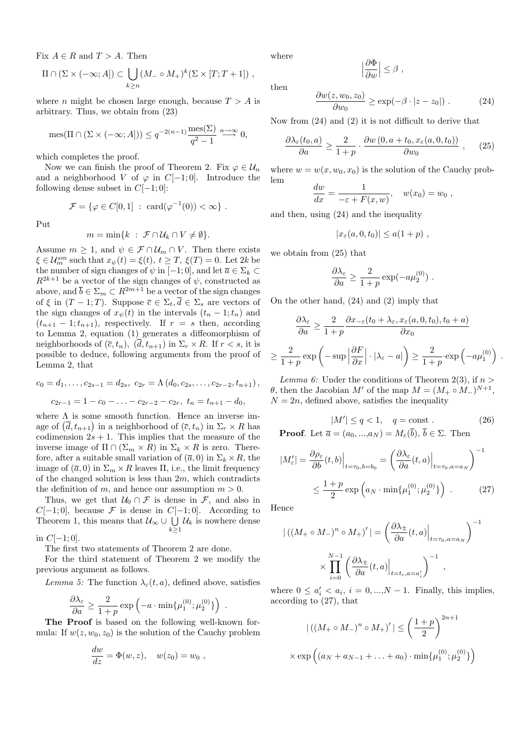Fix $A \in R$ and $T > A$. Then

$$\Pi \cap (\Sigma \times (-\infty; A]) \subset \bigcup_{k \geq n} (M_- \circ M_+)^k (\Sigma \times [T; T+1]) ,$$

where $n$ might be chosen large enough, because $T > A$ is arbitrary. Thus, we obtain from (23)

$$\text{mes}(\Pi \cap (\Sigma \times (-\infty; A])) \leq q^{-2(n-1)} \frac{\text{mes}(\Sigma)}{q^2 - 1} \overset{n \to \infty}{\longrightarrow} 0,$$

which completes the proof.

Now we can finish the proof of Theorem 2. Fix $\varphi \in \mathcal{U}_n$ and a neighborhood $V$ of $\varphi$ in $C[-1;0]$. Introduce the following dense subset in $C[-1;0]$:

$$\mathcal{F} = \{\varphi \in C[0,1] \ : \ \text{card}(\varphi^{-1}(0)) < \infty\} .$$

Put

$$m = \min\{k \ : \ \mathcal{F} \cap \mathcal{U}_k \cap V \neq \emptyset\}.$$

Assume $m \geq 1$, and $\psi \in \mathcal{F} \cap \mathcal{U}_m \cap V$. Then there exists $\xi \in \mathcal{U}_m^{sm}$ such that $x_\psi(t) = \xi(t)$, $t \geq T$, $\xi(T) = 0$. Let $2k$ be the number of sign changes of $\psi$ in $[-1;0]$, and let $\overline{a} \in \Sigma_k \subset R^{2k+1}$ be a vector of the sign changes of $\psi$, constructed as above, and $\overline{b} \in \Sigma_m \subset R^{2m+1}$ be a vector of the sign changes of $\xi$ in $(T-1;T)$. Suppose $\overline{c} \in \Sigma_t, \overline{d} \in \Sigma_s$ are vectors of the sign changes of $x_\psi(t)$ in the intervals $(t_n - 1; t_n)$ and $(t_{n+1} - 1; t_{n+1})$, respectively. If $r = s$ then, according to Lemma 2, equation (1) generates a diffeomorphism of neighborhoods of $(\overline{c}, t_n)$, $(\overline{d}, t_{n+1})$ in $\Sigma_r \times R$. If $r < s$, it is possible to deduce, following arguments from the proof of Lemma 2, that

$$c_0 = d_1, \ldots, c_{2s-1} = d_{2s}, \ c_{2r} = \Lambda\left(d_0, c_{2s}, \ldots, c_{2r-2}, t_{n+1}\right),$$

$$c_{2r-1} = 1 - c_0 - \ldots - c_{2r-2} - c_{2r}, \ t_n = t_{n+1} - d_0,$$

where $\Lambda$ is some smooth function. Hence an inverse image of $\left(\overline{d}, t_{n+1}\right)$ in a neighborhood of $(\overline{c}, t_n)$ in $\Sigma_r \times R$ has codimension $2s+1$. This implies that the measure of the inverse image of $\Pi \cap (\Sigma_m \times R)$ in $\Sigma_k \times R$ is zero. Therefore, after a suitable small variation of $(\overline{a}, 0)$ in $\Sigma_k \times R$, the image of $(\overline{a}, 0)$ in $\Sigma_m \times R$ leaves $\Pi$, i.e., the limit frequency of the changed solution is less than $2m$, which contradicts the definition of $m$, and hence our assumption $m > 0$.

Thus, we get that $\mathcal{U}_0 \cap \mathcal{F}$ is dense in $\mathcal{F}$, and also in $C[-1;0]$, because $\mathcal{F}$ is dense in $C[-1;0]$. According to Theorem 1, this means that $\mathcal{U}_\infty \cup \bigcup_{k \geq 1} \mathcal{U}_k$ is nowhere dense in $C[-1;0]$.

The first two statements of Theorem 2 are done.

For the third statement of Theorem 2 we modify the previous argument as follows.

*Lemma 5:* The function $\lambda_\varepsilon(t, a)$, defined above, satisfies

$$\frac{\partial \lambda_\varepsilon}{\partial a} \geq \frac{2}{1+p} \exp\left(-a \cdot \min\{\mu_1^{(0)}; \mu_2^{(0)}\}\right) .$$

**The Proof** is based on the following well-known formula: If $w(z, w_0, z_0)$ is the solution of the Cauchy problem

$$\frac{dw}{dz} = \Phi(w, z), \quad w(z_0) = w_0 ,$$

where

$$\left|\frac{\partial \Phi}{\partial w}\right| \leq \beta ,$$

then

$$\frac{\partial w(z, w_0, z_0)}{\partial w_0} \geq \exp(-\beta \cdot |z - z_0|) . \tag{24}$$

Now from (24) and (2) it is not difficult to derive that

$$\frac{\partial \lambda_\varepsilon(t_0, a)}{\partial a} \geq \frac{2}{1+p} \cdot \frac{\partial w\left(0, a + t_0, x_\varepsilon(a, 0, t_0)\right)}{\partial w_0} , \tag{25}$$

where $w = w(x, w_0, x_0)$ is the solution of the Cauchy problem

$$\frac{dw}{dx} = \frac{1}{-\varepsilon + F(x, w)}, \quad w(x_0) = w_0 ,$$

and then, using (24) and the inequality

$$|x_\varepsilon(a, 0, t_0)| \leq a(1+p) ,$$

we obtain from (25) that

$$\frac{\partial \lambda_\varepsilon}{\partial a} \geq \frac{2}{1+p} \exp(-a\mu_2^{(0)}) .$$

On the other hand, (24) and (2) imply that

$$\frac{\partial \lambda_\varepsilon}{\partial a} \geq \frac{2}{1+p} \frac{\partial x_{-\varepsilon}(t_0 + \lambda_\varepsilon, x_\varepsilon(a, 0, t_0), t_0 + a)}{\partial x_0}$$

$$\geq \frac{2}{1+p} \exp\left(-\sup\left|\frac{\partial F}{\partial x}\right| \cdot |\lambda_\varepsilon - a|\right) \geq \frac{2}{1+p} \cdot \exp\left(-a\mu_1^{(0)}\right) .$$

*Lemma 6:* Under the conditions of Theorem 2(3), if $n > \theta$, then the Jacobian $M'$ of the map $M = (M_+ \circ M_-)^{N+1}$, $N = 2n$, defined above, satisfies the inequality

$$|M'| \leq q < 1, \quad q = \text{const} . \tag{26}$$

**Proof**. Let $\overline{a} = (a_0, ..., a_N) = M_\varepsilon(\overline{b})$, $\overline{b} \in \Sigma$. Then

$$|M'_\varepsilon| = \frac{\partial \rho_\varepsilon}{\partial b}(t, b)\Big|_{t=\tau_0, b=b_0} = \left(\frac{\partial \lambda_\varepsilon}{\partial a}(t, a)\Big|_{t=\tau_0, a=a_N}\right)^{-1}$$

$$\leq \frac{1+p}{2} \exp\left(a_N \cdot \min\{\mu_1^{(0)}; \mu_2^{(0)}\}\right) . \tag{27}$$

Hence

$$|\left((M_+ \circ M_-)^n \circ M_+\right)'| = \left(\frac{\partial \lambda_\pm}{\partial a}(t, a)\Big|_{t=\tau_0, a=a_N}\right)^{-1}$$

$$\times \prod_{i=0}^{N-1} \left(\frac{\partial \lambda_\pm}{\partial a}(t, a)\Big|_{t=t_i, a=a'_i}\right)^{-1} ,$$

where $0 \leq a'_i < a_i$, $i = 0, ..., N-1$. Finally, this implies, according to (27), that

$$|\left((M_+ \circ M_-)^n \circ M_+\right)'| \leq \left(\frac{1+p}{2}\right)^{2n+1}$$

$$\times \exp\left((a_N + a_{N-1} + \ldots + a_0) \cdot \min\{\mu_1^{(0)}; \mu_2^{(0)}\}\right)$$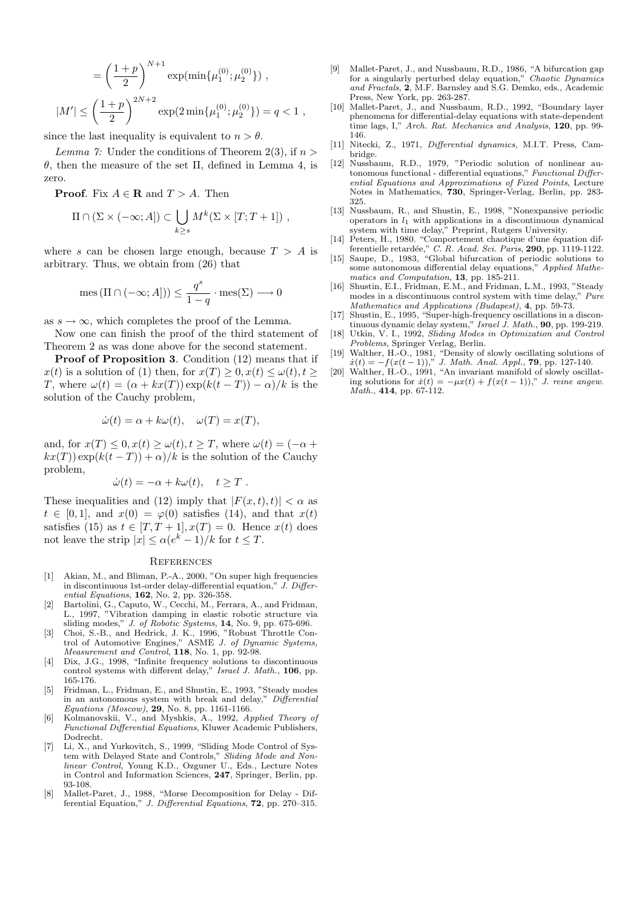$$= \left(\frac{1+p}{2}\right)^{N+1} \exp(\min\{\mu_1^{(0)};\mu_2^{(0)}\}) \ ,$$

$$|M'| \le \left(\frac{1+p}{2}\right)^{2N+2} \exp(2\min\{\mu_1^{(0)};\mu_2^{(0)}\}) = q < 1 \ ,$$

since the last inequality is equivalent to $n > \theta$.

*Lemma 7:* Under the conditions of Theorem 2(3), if $n > \theta$, then the measure of the set $\Pi$, defined in Lemma 4, is zero.

**Proof**. Fix $A \in \mathbf{R}$ and $T > A$. Then

$$\Pi \cap (\Sigma \times (-\infty; A]) \subset \bigcup_{k \ge s} M^k(\Sigma \times [T; T+1]) \ ,$$

where $s$ can be chosen large enough, because $T > A$ is arbitrary. Thus, we obtain from (26) that

$$\text{mes}\,(\Pi \cap (-\infty; A])) \le \frac{q^s}{1-q} \cdot \text{mes}(\Sigma) \longrightarrow 0$$

as $s \to \infty$, which completes the proof of the Lemma.

Now one can finish the proof of the third statement of Theorem 2 as was done above for the second statement.

**Proof of Proposition 3**. Condition (12) means that if $x(t)$ is a solution of (1) then, for $x(T) \ge 0, x(t) \le \omega(t), t \ge T$, where $\omega(t) = (\alpha + kx(T))\exp(k(t-T)) - \alpha)/k$ is the solution of the Cauchy problem,

$$\dot{\omega}(t) = \alpha + k\omega(t), \quad \omega(T) = x(T),$$

and, for $x(T) \le 0, x(t) \ge \omega(t), t \ge T$, where $\omega(t) = (-\alpha + kx(T))\exp(k(t-T)) + \alpha)/k$ is the solution of the Cauchy problem,

$$\dot{\omega}(t) = -\alpha + k\omega(t), \quad t \ge T \ .$$

These inequalities and (12) imply that $|F(x,t),t)| < \alpha$ as $t \in [0,1]$, and $x(0) = \varphi(0)$ satisfies (14), and that $x(t)$ satisfies (15) as $t \in [T, T+1], x(T) = 0$. Hence $x(t)$ does not leave the strip $|x| \le \alpha(e^k - 1)/k$ for $t \le T$.

## References

[1] Akian, M., and Bliman, P.-A., 2000, "On super high frequencies in discontinuous 1st-order delay-differential equation," *J. Differential Equations*, **162**, No. 2, pp. 326-358.

[2] Bartolini, G., Caputo, W., Cecchi, M., Ferrara, A., and Fridman, L., 1997, "Vibration damping in elastic robotic structure via sliding modes," *J. of Robotic Systems*, **14**, No. 9, pp. 675-696.

[3] Choi, S.-B., and Hedrick, J. K., 1996, "Robust Throttle Control of Automotive Engines," ASME *J. of Dynamic Systems, Measurement and Control*, **118**, No. 1, pp. 92-98.

[4] Dix, J.G., 1998, "Infinite frequency solutions to discontinuous control systems with different delay," *Israel J. Math.*, **106**, pp. 165-176.

[5] Fridman, L., Fridman, E., and Shustin, E., 1993, "Steady modes in an autonomous system with break and delay," *Differential Equations (Moscow)*, **29**, No. 8, pp. 1161-1166.

[6] Kolmanovskii, V., and Myshkis, A., 1992, *Applied Theory of Functional Differential Equations*, Kluwer Academic Publishers, Dodrecht.

[7] Li, X., and Yurkovitch, S., 1999, "Sliding Mode Control of System with Delayed State and Controls," *Sliding Mode and Nonlinear Control*, Young K.D., Ozguner U., Eds., Lecture Notes in Control and Information Sciences, **247**, Springer, Berlin, pp. 93-108.

[8] Mallet-Paret, J., 1988, "Morse Decomposition for Delay - Differential Equation," *J. Differential Equations*, **72**, pp. 270–315.

[9] Mallet-Paret, J., and Nussbaum, R.D., 1986, "A bifurcation gap for a singularly perturbed delay equation," *Chaotic Dynamics and Fractals*, **2**, M.F. Barnsley and S.G. Demko, eds., Academic Press, New York, pp. 263-287.

[10] Mallet-Paret, J., and Nussbaum, R.D., 1992, "Boundary layer phenomena for differential-delay equations with state-dependent time lags, I," *Arch. Rat. Mechanics and Analysis*, **120**, pp. 99-146.

[11] Nitecki, Z., 1971, *Differential dynamics*, M.I.T. Press, Cambridge.

[12] Nussbaum, R.D., 1979, "Periodic solution of nonlinear autonomous functional - differential equations," *Functional Differential Equations and Approximations of Fixed Points*, Lecture Notes in Mathematics, **730**, Springer-Verlag, Berlin, pp. 283-325.

[13] Nussbaum, R., and Shustin, E., 1998, "Nonexpansive periodic operators in $l_1$ with applications in a discontinuous dynamical system with time delay," Preprint, Rutgers University.

[14] Peters, H., 1980. "Comportement chaotique d'une équation differentielle retardée," *C. R. Acad. Sci. Paris*, **290**, pp. 1119-1122.

[15] Saupe, D., 1983, "Global bifurcation of periodic solutions to some autonomous differential delay equations," *Applied Mathematics and Computation*, **13**, pp. 185-211.

[16] Shustin, E.I., Fridman, E.M., and Fridman, L.M., 1993, "Steady modes in a discontinuous control system with time delay," *Pure Mathematics and Applications (Budapest)*, **4**, pp. 59-73.

[17] Shustin, E., 1995, "Super-high-frequency oscillations in a discontinuous dynamic delay system," *Israel J. Math.*, **90**, pp. 199-219.

[18] Utkin, V. I., 1992, *Sliding Modes in Optimization and Control Problems*, Springer Verlag, Berlin.

[19] Walther, H.-O., 1981, "Density of slowly oscillating solutions of $\dot{x}(t) = -f(x(t-1))$," *J. Math. Anal. Appl.*, **79**, pp. 127-140.

[20] Walther, H.-O., 1991, "An invariant manifold of slowly oscillating solutions for $\dot{x}(t) = -\mu x(t) + f(x(t-1))$," *J. reine angew. Math.*, **414**, pp. 67-112.